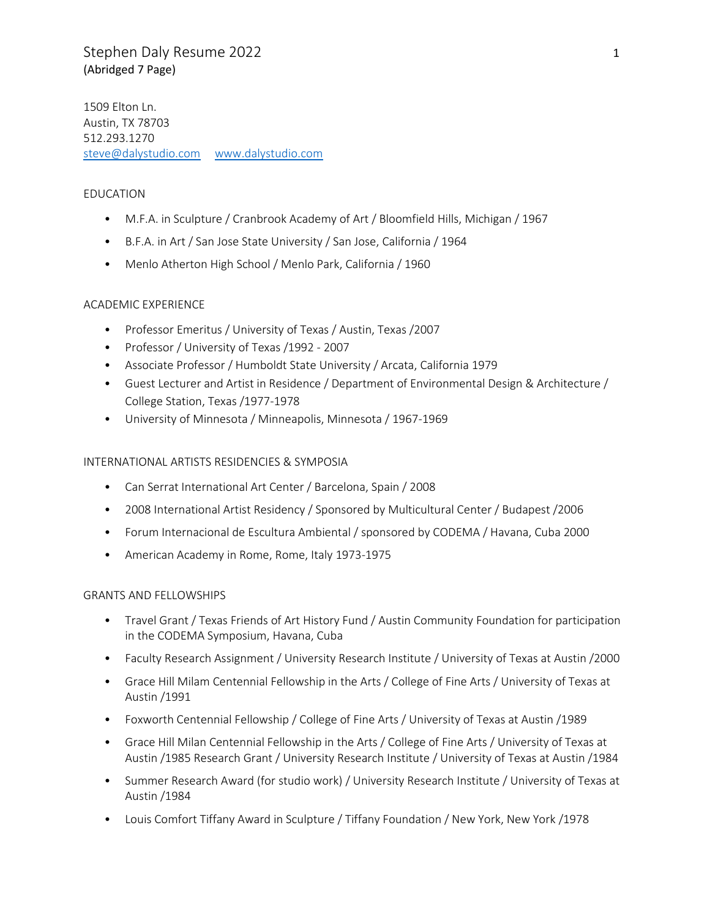# Stephen Daly Resume 2022
(Abridged 7 Page)

1509 Elton Ln.
Austin, TX 78703
512.293.1270
steve@dalystudio.com     www.dalystudio.com

## EDUCATION

- M.F.A. in Sculpture / Cranbrook Academy of Art / Bloomfield Hills, Michigan / 1967
- B.F.A. in Art / San Jose State University / San Jose, California / 1964
- Menlo Atherton High School / Menlo Park, California / 1960

## ACADEMIC EXPERIENCE

- Professor Emeritus / University of Texas / Austin, Texas /2007
- Professor / University of Texas /1992 - 2007
- Associate Professor / Humboldt State University / Arcata, California 1979
- Guest Lecturer and Artist in Residence / Department of Environmental Design & Architecture / College Station, Texas /1977-1978
- University of Minnesota / Minneapolis, Minnesota / 1967-1969

## INTERNATIONAL ARTISTS RESIDENCIES & SYMPOSIA

- Can Serrat International Art Center / Barcelona, Spain / 2008
- 2008 International Artist Residency / Sponsored by Multicultural Center / Budapest /2006
- Forum Internacional de Escultura Ambiental / sponsored by CODEMA / Havana, Cuba 2000
- American Academy in Rome, Rome, Italy 1973-1975

## GRANTS AND FELLOWSHIPS

- Travel Grant / Texas Friends of Art History Fund / Austin Community Foundation for participation in the CODEMA Symposium, Havana, Cuba
- Faculty Research Assignment / University Research Institute / University of Texas at Austin /2000
- Grace Hill Milam Centennial Fellowship in the Arts / College of Fine Arts / University of Texas at Austin /1991
- Foxworth Centennial Fellowship / College of Fine Arts / University of Texas at Austin /1989
- Grace Hill Milan Centennial Fellowship in the Arts / College of Fine Arts / University of Texas at Austin /1985 Research Grant / University Research Institute / University of Texas at Austin /1984
- Summer Research Award (for studio work) / University Research Institute / University of Texas at Austin /1984
- Louis Comfort Tiffany Award in Sculpture / Tiffany Foundation / New York, New York /1978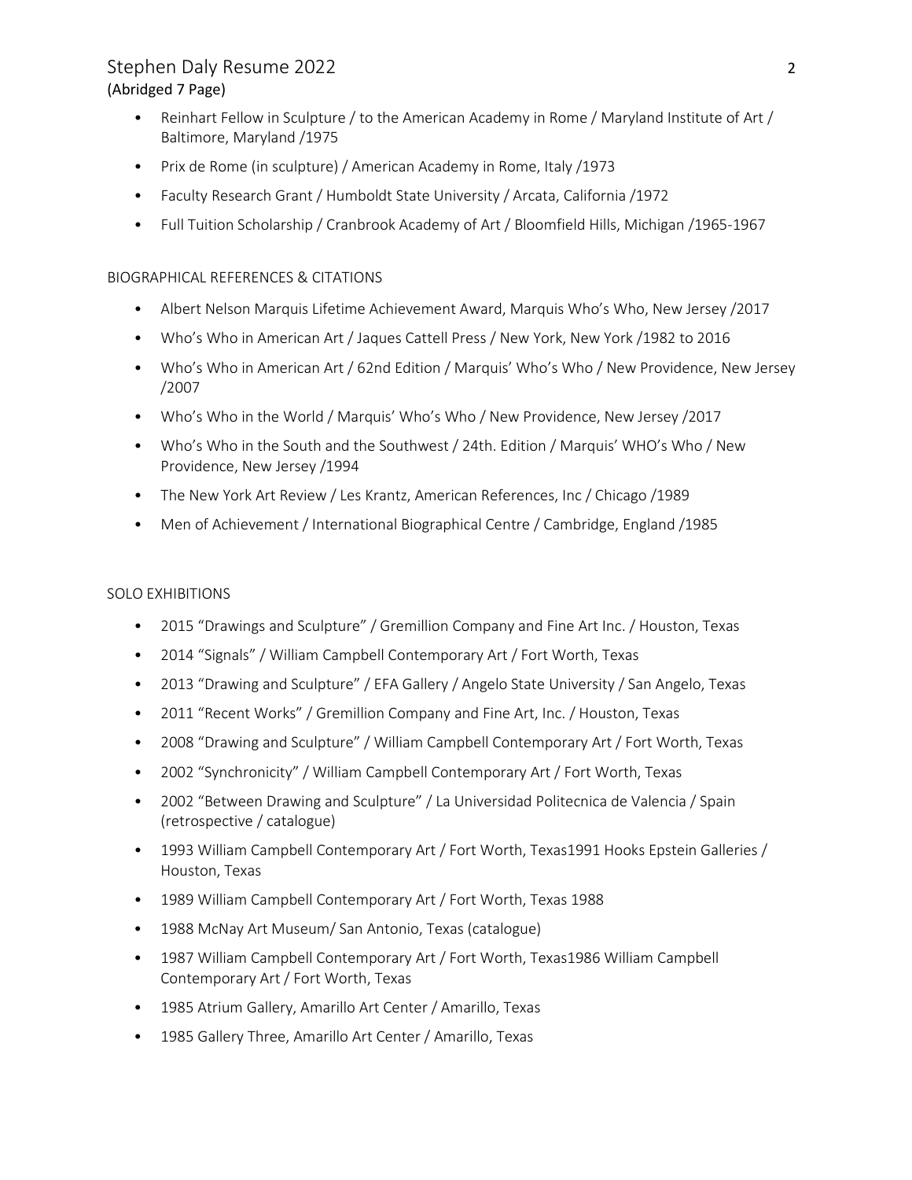- Reinhart Fellow in Sculpture / to the American Academy in Rome / Maryland Institute of Art / Baltimore, Maryland /1975
- Prix de Rome (in sculpture) / American Academy in Rome, Italy /1973
- Faculty Research Grant / Humboldt State University / Arcata, California /1972
- Full Tuition Scholarship / Cranbrook Academy of Art / Bloomfield Hills, Michigan /1965-1967

## BIOGRAPHICAL REFERENCES & CITATIONS

- Albert Nelson Marquis Lifetime Achievement Award, Marquis Who's Who, New Jersey /2017
- Who's Who in American Art / Jaques Cattell Press / New York, New York /1982 to 2016
- Who's Who in American Art / 62nd Edition / Marquis' Who's Who / New Providence, New Jersey /2007
- Who's Who in the World / Marquis' Who's Who / New Providence, New Jersey /2017
- Who's Who in the South and the Southwest / 24th. Edition / Marquis' WHO's Who / New Providence, New Jersey /1994
- The New York Art Review / Les Krantz, American References, Inc / Chicago /1989
- Men of Achievement / International Biographical Centre / Cambridge, England /1985

## SOLO EXHIBITIONS

- 2015 "Drawings and Sculpture" / Gremillion Company and Fine Art Inc. / Houston, Texas
- 2014 "Signals" / William Campbell Contemporary Art / Fort Worth, Texas
- 2013 "Drawing and Sculpture" / EFA Gallery / Angelo State University / San Angelo, Texas
- 2011 "Recent Works" / Gremillion Company and Fine Art, Inc. / Houston, Texas
- 2008 "Drawing and Sculpture" / William Campbell Contemporary Art / Fort Worth, Texas
- 2002 "Synchronicity" / William Campbell Contemporary Art / Fort Worth, Texas
- 2002 "Between Drawing and Sculpture" / La Universidad Politecnica de Valencia / Spain (retrospective / catalogue)
- 1993 William Campbell Contemporary Art / Fort Worth, Texas1991 Hooks Epstein Galleries / Houston, Texas
- 1989 William Campbell Contemporary Art / Fort Worth, Texas 1988
- 1988 McNay Art Museum/ San Antonio, Texas (catalogue)
- 1987 William Campbell Contemporary Art / Fort Worth, Texas1986 William Campbell Contemporary Art / Fort Worth, Texas
- 1985 Atrium Gallery, Amarillo Art Center / Amarillo, Texas
- 1985 Gallery Three, Amarillo Art Center / Amarillo, Texas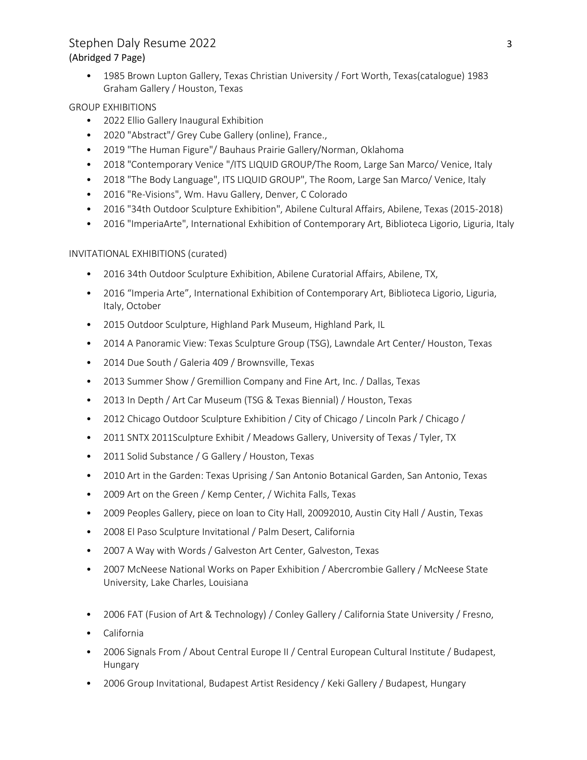- 1985 Brown Lupton Gallery, Texas Christian University / Fort Worth, Texas(catalogue) 1983 Graham Gallery / Houston, Texas

GROUP EXHIBITIONS

- 2022 Ellio Gallery Inaugural Exhibition
- 2020 "Abstract"/ Grey Cube Gallery (online), France.,
- 2019 "The Human Figure"/ Bauhaus Prairie Gallery/Norman, Oklahoma
- 2018 "Contemporary Venice "/ITS LIQUID GROUP/The Room, Large San Marco/ Venice, Italy
- 2018 "The Body Language", ITS LIQUID GROUP", The Room, Large San Marco/ Venice, Italy
- 2016 "Re-Visions", Wm. Havu Gallery, Denver, C Colorado
- 2016 "34th Outdoor Sculpture Exhibition", Abilene Cultural Affairs, Abilene, Texas (2015-2018)
- 2016 "ImperiaArte", International Exhibition of Contemporary Art, Biblioteca Ligorio, Liguria, Italy

INVITATIONAL EXHIBITIONS (curated)

- 2016 34th Outdoor Sculpture Exhibition, Abilene Curatorial Affairs, Abilene, TX,
- 2016 “Imperia Arte”, International Exhibition of Contemporary Art, Biblioteca Ligorio, Liguria, Italy, October
- 2015 Outdoor Sculpture, Highland Park Museum, Highland Park, IL
- 2014 A Panoramic View: Texas Sculpture Group (TSG), Lawndale Art Center/ Houston, Texas
- 2014 Due South / Galeria 409 / Brownsville, Texas
- 2013 Summer Show / Gremillion Company and Fine Art, Inc. / Dallas, Texas
- 2013 In Depth / Art Car Museum (TSG & Texas Biennial) / Houston, Texas
- 2012 Chicago Outdoor Sculpture Exhibition / City of Chicago / Lincoln Park / Chicago /
- 2011 SNTX 2011Sculpture Exhibit / Meadows Gallery, University of Texas / Tyler, TX
- 2011 Solid Substance / G Gallery / Houston, Texas
- 2010 Art in the Garden: Texas Uprising / San Antonio Botanical Garden, San Antonio, Texas
- 2009 Art on the Green / Kemp Center, / Wichita Falls, Texas
- 2009 Peoples Gallery, piece on loan to City Hall, 20092010, Austin City Hall / Austin, Texas
- 2008 El Paso Sculpture Invitational / Palm Desert, California
- 2007 A Way with Words / Galveston Art Center, Galveston, Texas
- 2007 McNeese National Works on Paper Exhibition / Abercrombie Gallery / McNeese State University, Lake Charles, Louisiana
- 2006 FAT (Fusion of Art & Technology) / Conley Gallery / California State University / Fresno,
- California
- 2006 Signals From / About Central Europe II / Central European Cultural Institute / Budapest, Hungary
- 2006 Group Invitational, Budapest Artist Residency / Keki Gallery / Budapest, Hungary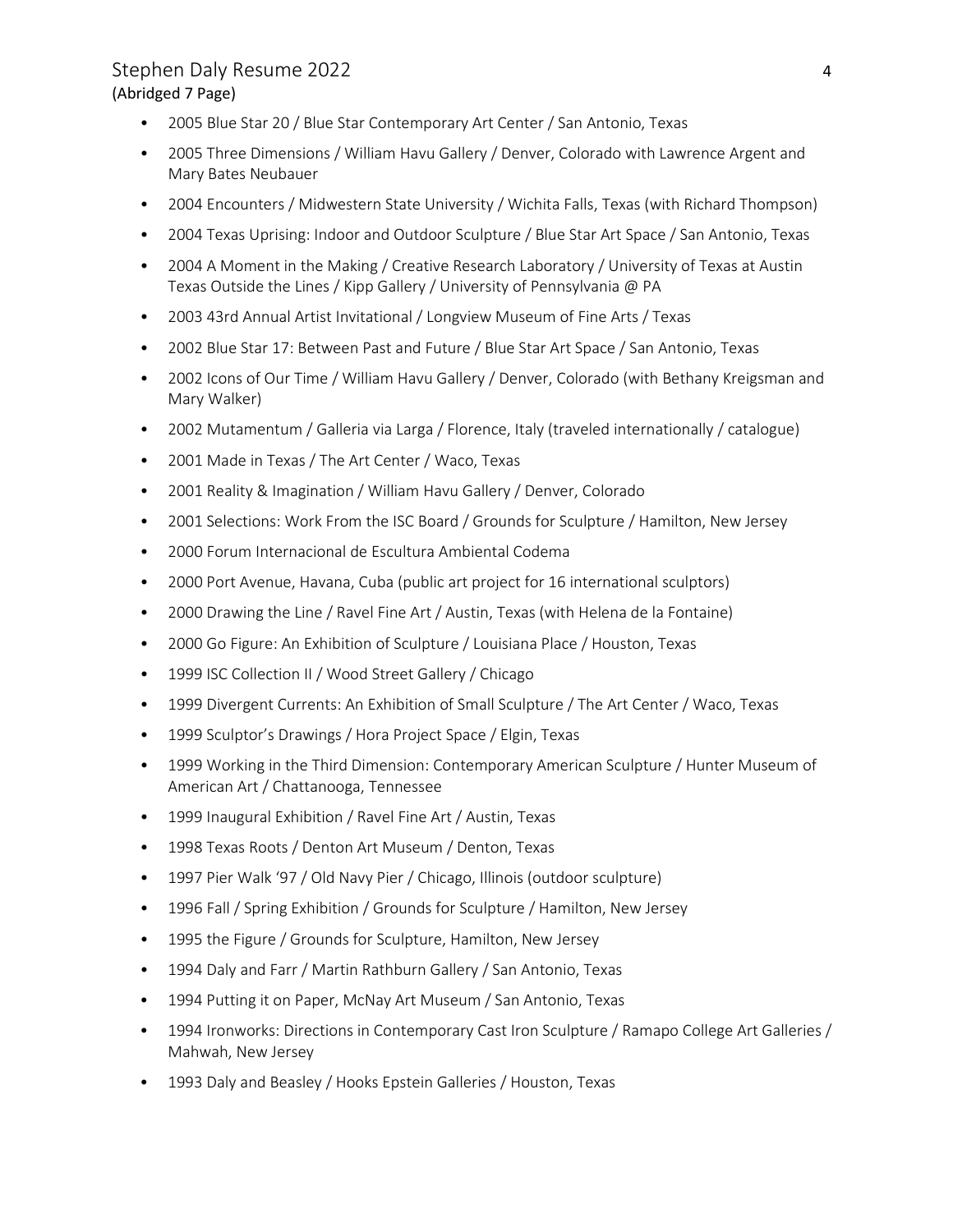- 2005 Blue Star 20 / Blue Star Contemporary Art Center / San Antonio, Texas
- 2005 Three Dimensions / William Havu Gallery / Denver, Colorado with Lawrence Argent and Mary Bates Neubauer
- 2004 Encounters / Midwestern State University / Wichita Falls, Texas (with Richard Thompson)
- 2004 Texas Uprising: Indoor and Outdoor Sculpture / Blue Star Art Space / San Antonio, Texas
- 2004 A Moment in the Making / Creative Research Laboratory / University of Texas at Austin Texas Outside the Lines / Kipp Gallery / University of Pennsylvania @ PA
- 2003 43rd Annual Artist Invitational / Longview Museum of Fine Arts / Texas
- 2002 Blue Star 17: Between Past and Future / Blue Star Art Space / San Antonio, Texas
- 2002 Icons of Our Time / William Havu Gallery / Denver, Colorado (with Bethany Kreigsman and Mary Walker)
- 2002 Mutamentum / Galleria via Larga / Florence, Italy (traveled internationally / catalogue)
- 2001 Made in Texas / The Art Center / Waco, Texas
- 2001 Reality & Imagination / William Havu Gallery / Denver, Colorado
- 2001 Selections: Work From the ISC Board / Grounds for Sculpture / Hamilton, New Jersey
- 2000 Forum Internacional de Escultura Ambiental Codema
- 2000 Port Avenue, Havana, Cuba (public art project for 16 international sculptors)
- 2000 Drawing the Line / Ravel Fine Art / Austin, Texas (with Helena de la Fontaine)
- 2000 Go Figure: An Exhibition of Sculpture / Louisiana Place / Houston, Texas
- 1999 ISC Collection II / Wood Street Gallery / Chicago
- 1999 Divergent Currents: An Exhibition of Small Sculpture / The Art Center / Waco, Texas
- 1999 Sculptor's Drawings / Hora Project Space / Elgin, Texas
- 1999 Working in the Third Dimension: Contemporary American Sculpture / Hunter Museum of American Art / Chattanooga, Tennessee
- 1999 Inaugural Exhibition / Ravel Fine Art / Austin, Texas
- 1998 Texas Roots / Denton Art Museum / Denton, Texas
- 1997 Pier Walk '97 / Old Navy Pier / Chicago, Illinois (outdoor sculpture)
- 1996 Fall / Spring Exhibition / Grounds for Sculpture / Hamilton, New Jersey
- 1995 the Figure / Grounds for Sculpture, Hamilton, New Jersey
- 1994 Daly and Farr / Martin Rathburn Gallery / San Antonio, Texas
- 1994 Putting it on Paper, McNay Art Museum / San Antonio, Texas
- 1994 Ironworks: Directions in Contemporary Cast Iron Sculpture / Ramapo College Art Galleries / Mahwah, New Jersey
- 1993 Daly and Beasley / Hooks Epstein Galleries / Houston, Texas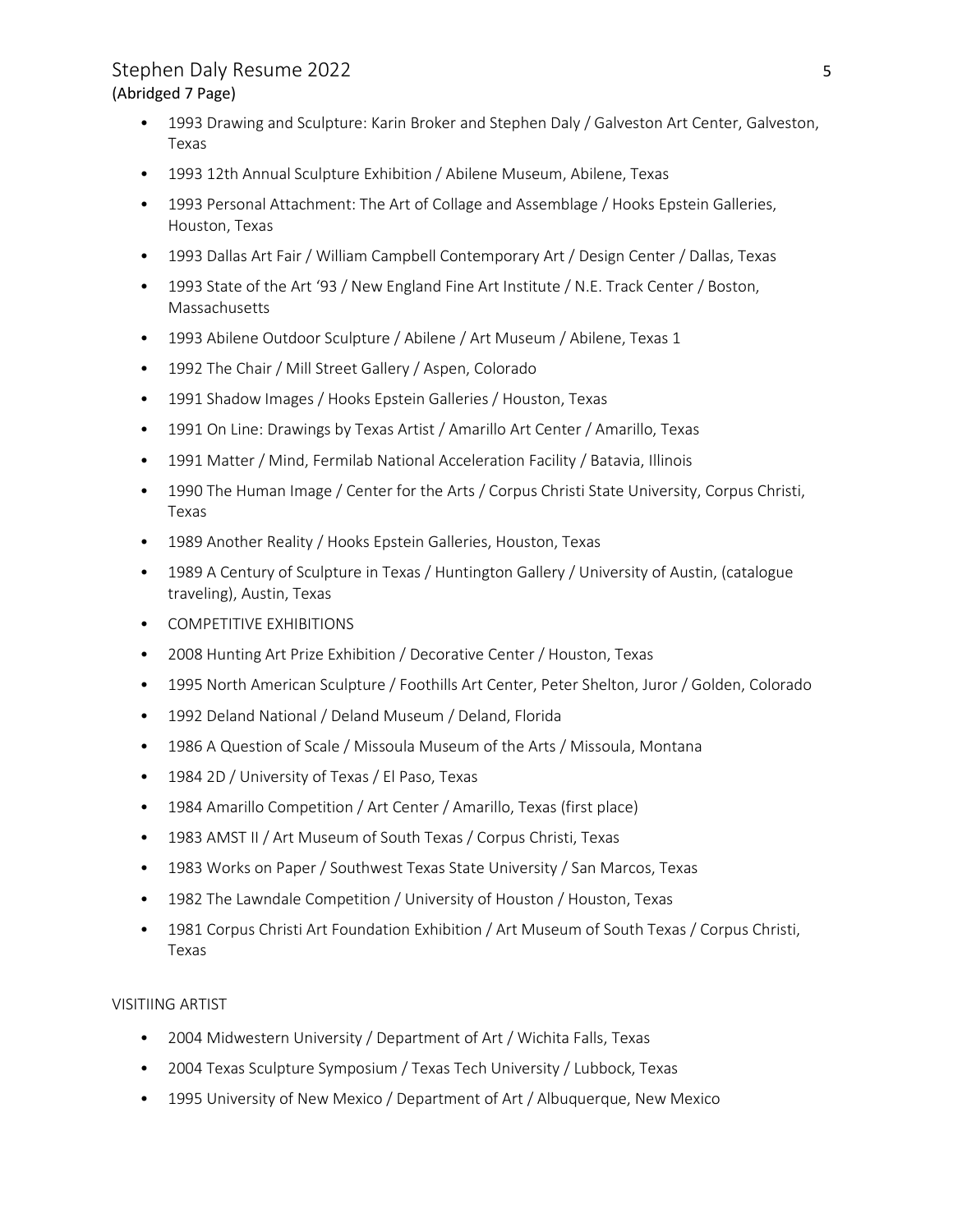- 1993 Drawing and Sculpture: Karin Broker and Stephen Daly / Galveston Art Center, Galveston, Texas
- 1993 12th Annual Sculpture Exhibition / Abilene Museum, Abilene, Texas
- 1993 Personal Attachment: The Art of Collage and Assemblage / Hooks Epstein Galleries, Houston, Texas
- 1993 Dallas Art Fair / William Campbell Contemporary Art / Design Center / Dallas, Texas
- 1993 State of the Art '93 / New England Fine Art Institute / N.E. Track Center / Boston, Massachusetts
- 1993 Abilene Outdoor Sculpture / Abilene / Art Museum / Abilene, Texas 1
- 1992 The Chair / Mill Street Gallery / Aspen, Colorado
- 1991 Shadow Images / Hooks Epstein Galleries / Houston, Texas
- 1991 On Line: Drawings by Texas Artist / Amarillo Art Center / Amarillo, Texas
- 1991 Matter / Mind, Fermilab National Acceleration Facility / Batavia, Illinois
- 1990 The Human Image / Center for the Arts / Corpus Christi State University, Corpus Christi, Texas
- 1989 Another Reality / Hooks Epstein Galleries, Houston, Texas
- 1989 A Century of Sculpture in Texas / Huntington Gallery / University of Austin, (catalogue traveling), Austin, Texas
- COMPETITIVE EXHIBITIONS
- 2008 Hunting Art Prize Exhibition / Decorative Center / Houston, Texas
- 1995 North American Sculpture / Foothills Art Center, Peter Shelton, Juror / Golden, Colorado
- 1992 Deland National / Deland Museum / Deland, Florida
- 1986 A Question of Scale / Missoula Museum of the Arts / Missoula, Montana
- 1984 2D / University of Texas / El Paso, Texas
- 1984 Amarillo Competition / Art Center / Amarillo, Texas (first place)
- 1983 AMST II / Art Museum of South Texas / Corpus Christi, Texas
- 1983 Works on Paper / Southwest Texas State University / San Marcos, Texas
- 1982 The Lawndale Competition / University of Houston / Houston, Texas
- 1981 Corpus Christi Art Foundation Exhibition / Art Museum of South Texas / Corpus Christi, Texas

VISITIING ARTIST

- 2004 Midwestern University / Department of Art / Wichita Falls, Texas
- 2004 Texas Sculpture Symposium / Texas Tech University / Lubbock, Texas
- 1995 University of New Mexico / Department of Art / Albuquerque, New Mexico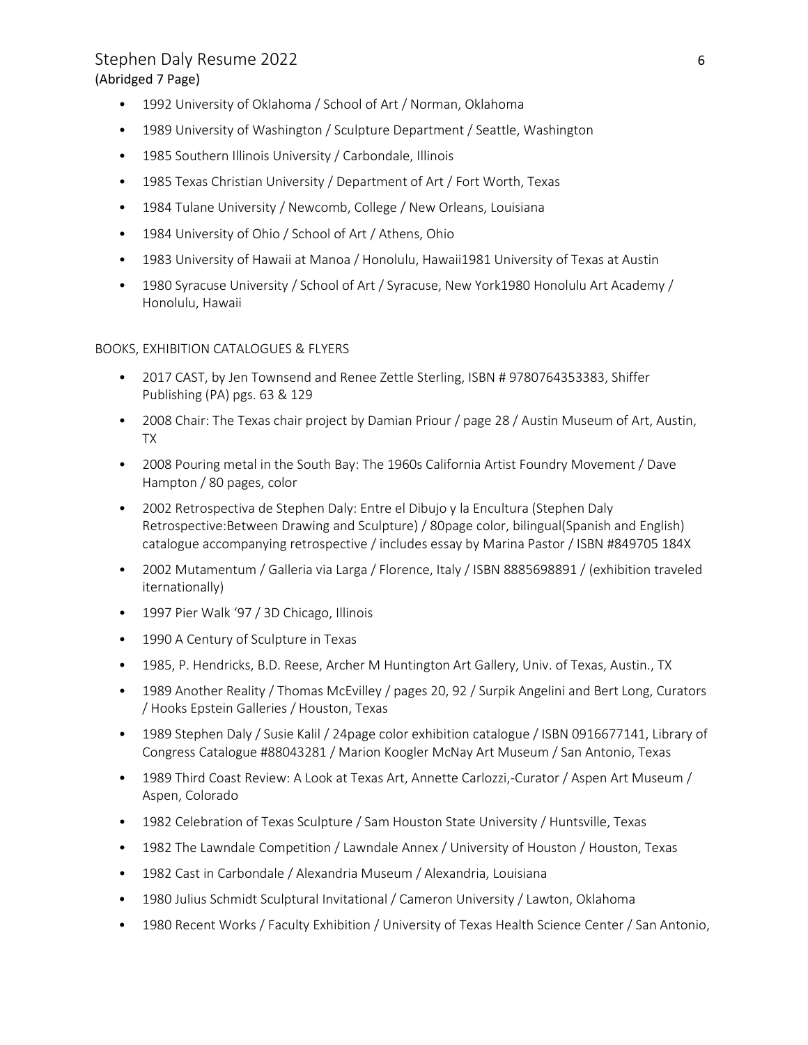- 1992 University of Oklahoma / School of Art / Norman, Oklahoma
- 1989 University of Washington / Sculpture Department / Seattle, Washington
- 1985 Southern Illinois University / Carbondale, Illinois
- 1985 Texas Christian University / Department of Art / Fort Worth, Texas
- 1984 Tulane University / Newcomb, College / New Orleans, Louisiana
- 1984 University of Ohio / School of Art / Athens, Ohio
- 1983 University of Hawaii at Manoa / Honolulu, Hawaii1981 University of Texas at Austin
- 1980 Syracuse University / School of Art / Syracuse, New York1980 Honolulu Art Academy / Honolulu, Hawaii

BOOKS, EXHIBITION CATALOGUES & FLYERS

- 2017 CAST, by Jen Townsend and Renee Zettle Sterling, ISBN # 9780764353383, Shiffer Publishing (PA) pgs. 63 & 129
- 2008 Chair: The Texas chair project by Damian Priour / page 28 / Austin Museum of Art, Austin, TX
- 2008 Pouring metal in the South Bay: The 1960s California Artist Foundry Movement / Dave Hampton / 80 pages, color
- 2002 Retrospectiva de Stephen Daly: Entre el Dibujo y la Encultura (Stephen Daly Retrospective:Between Drawing and Sculpture) / 80page color, bilingual(Spanish and English) catalogue accompanying retrospective / includes essay by Marina Pastor / ISBN #849705 184X
- 2002 Mutamentum / Galleria via Larga / Florence, Italy / ISBN 8885698891 / (exhibition traveled iternationally)
- 1997 Pier Walk '97 / 3D Chicago, Illinois
- 1990 A Century of Sculpture in Texas
- 1985, P. Hendricks, B.D. Reese, Archer M Huntington Art Gallery, Univ. of Texas, Austin., TX
- 1989 Another Reality / Thomas McEvilley / pages 20, 92 / Surpik Angelini and Bert Long, Curators / Hooks Epstein Galleries / Houston, Texas
- 1989 Stephen Daly / Susie Kalil / 24page color exhibition catalogue / ISBN 0916677141, Library of Congress Catalogue #88043281 / Marion Koogler McNay Art Museum / San Antonio, Texas
- 1989 Third Coast Review: A Look at Texas Art, Annette Carlozzi,-Curator / Aspen Art Museum / Aspen, Colorado
- 1982 Celebration of Texas Sculpture / Sam Houston State University / Huntsville, Texas
- 1982 The Lawndale Competition / Lawndale Annex / University of Houston / Houston, Texas
- 1982 Cast in Carbondale / Alexandria Museum / Alexandria, Louisiana
- 1980 Julius Schmidt Sculptural Invitational / Cameron University / Lawton, Oklahoma
- 1980 Recent Works / Faculty Exhibition / University of Texas Health Science Center / San Antonio,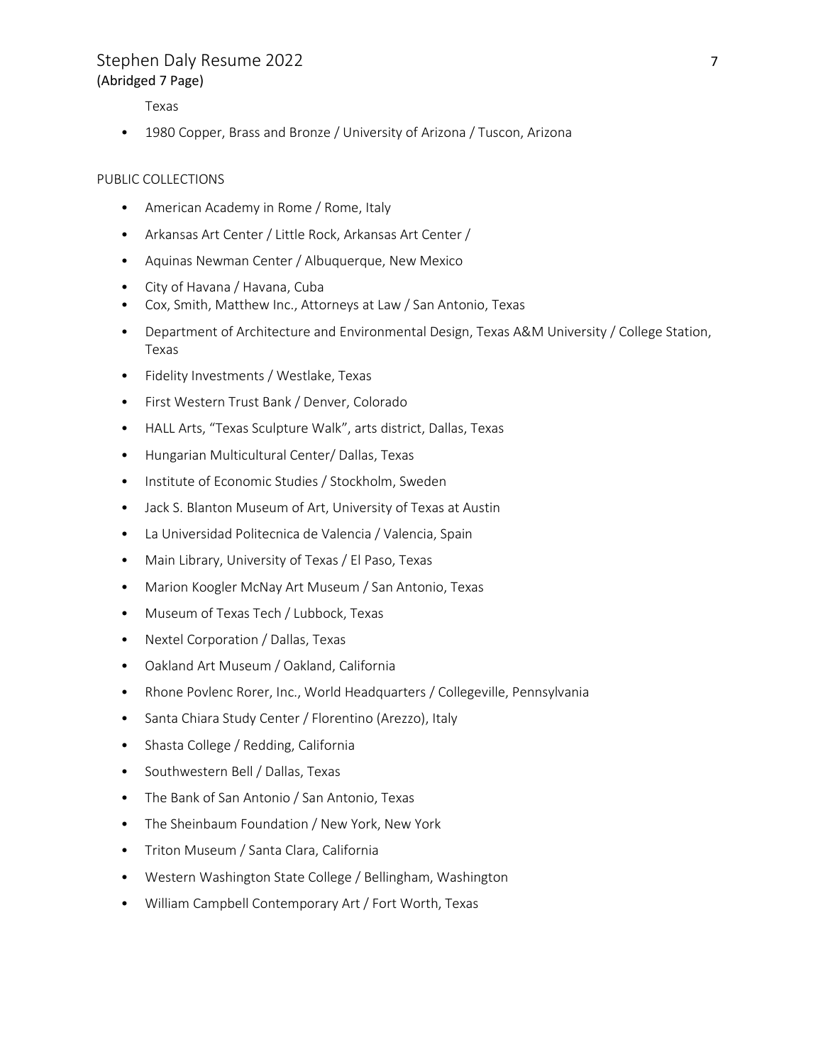Texas

- 1980 Copper, Brass and Bronze / University of Arizona / Tuscon, Arizona

PUBLIC COLLECTIONS

- American Academy in Rome / Rome, Italy
- Arkansas Art Center / Little Rock, Arkansas Art Center /
- Aquinas Newman Center / Albuquerque, New Mexico
- City of Havana / Havana, Cuba
- Cox, Smith, Matthew Inc., Attorneys at Law / San Antonio, Texas
- Department of Architecture and Environmental Design, Texas A&M University / College Station, Texas
- Fidelity Investments / Westlake, Texas
- First Western Trust Bank / Denver, Colorado
- HALL Arts, "Texas Sculpture Walk", arts district, Dallas, Texas
- Hungarian Multicultural Center/ Dallas, Texas
- Institute of Economic Studies / Stockholm, Sweden
- Jack S. Blanton Museum of Art, University of Texas at Austin
- La Universidad Politecnica de Valencia / Valencia, Spain
- Main Library, University of Texas / El Paso, Texas
- Marion Koogler McNay Art Museum / San Antonio, Texas
- Museum of Texas Tech / Lubbock, Texas
- Nextel Corporation / Dallas, Texas
- Oakland Art Museum / Oakland, California
- Rhone Povlenc Rorer, Inc., World Headquarters / Collegeville, Pennsylvania
- Santa Chiara Study Center / Florentino (Arezzo), Italy
- Shasta College / Redding, California
- Southwestern Bell / Dallas, Texas
- The Bank of San Antonio / San Antonio, Texas
- The Sheinbaum Foundation / New York, New York
- Triton Museum / Santa Clara, California
- Western Washington State College / Bellingham, Washington
- William Campbell Contemporary Art / Fort Worth, Texas